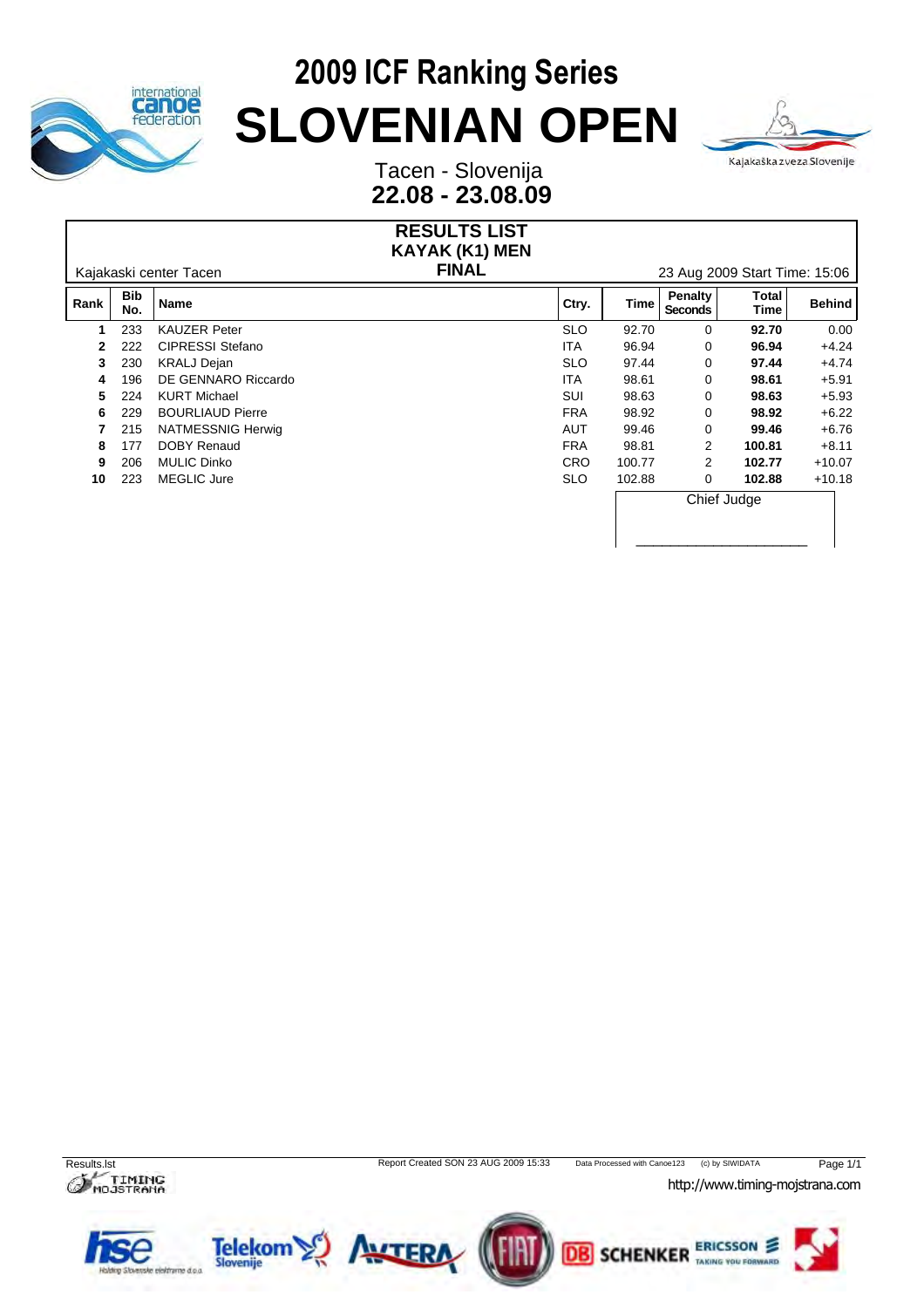# 2009 ICF Ranking Series

# SLOVENIAN OPEN

Tacen - Slovenija

**22.08 - 23.08.09**

## RESULTS LIST
## KAYAK (K1) MEN
## FINAL

Kajakaski center Tacen

23 Aug 2009 Start Time: 15:06

| Rank | Bib No. | Name | Ctry. | Time | Penalty Seconds | Total Time | Behind |
|---|---|---|---|---|---|---|---|
| **1** | 233 | KAUZER Peter | SLO | 92.70 | 0 | **92.70** | 0.00 |
| **2** | 222 | CIPRESSI Stefano | ITA | 96.94 | 0 | **96.94** | +4.24 |
| **3** | 230 | KRALJ Dejan | SLO | 97.44 | 0 | **97.44** | +4.74 |
| **4** | 196 | DE GENNARO Riccardo | ITA | 98.61 | 0 | **98.61** | +5.91 |
| **5** | 224 | KURT Michael | SUI | 98.63 | 0 | **98.63** | +5.93 |
| **6** | 229 | BOURLIAUD Pierre | FRA | 98.92 | 0 | **98.92** | +6.22 |
| **7** | 215 | NATMESSNIG Herwig | AUT | 99.46 | 0 | **99.46** | +6.76 |
| **8** | 177 | DOBY Renaud | FRA | 98.81 | 2 | **100.81** | +8.11 |
| **9** | 206 | MULIC Dinko | CRO | 100.77 | 2 | **102.77** | +10.07 |
| **10** | 223 | MEGLIC Jure | SLO | 102.88 | 0 | **102.88** | +10.18 |

Chief Judge

______________________

Results.lst — Report Created SON 23 AUG 2009 15:33 — Data Processed with Canoe123 — (c) by SIWIDATA

http://www.timing-mojstrana.com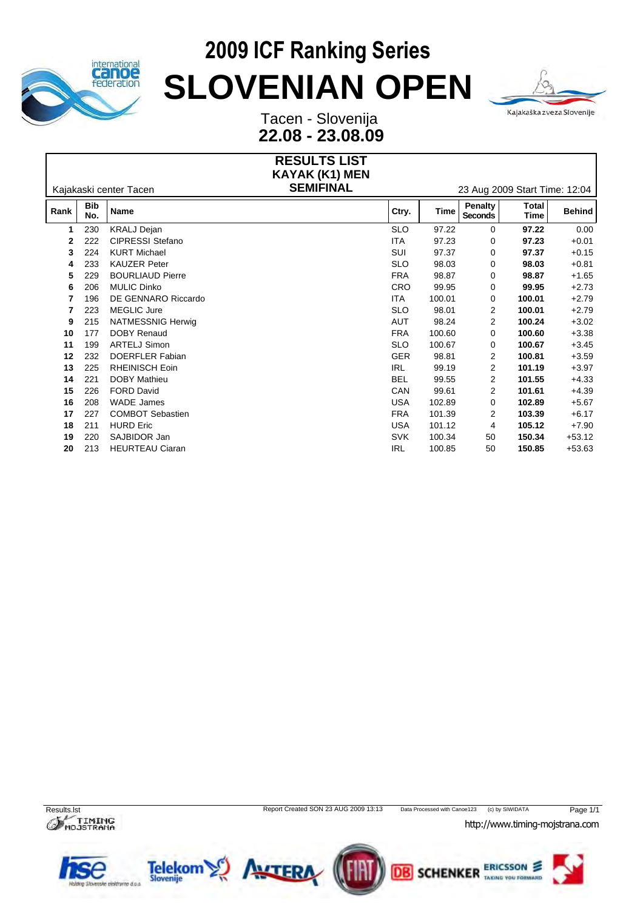# 2009 ICF Ranking Series

# SLOVENIAN OPEN

Tacen - Slovenija

**22.08 - 23.08.09**

## RESULTS LIST
## KAYAK (K1) MEN
## SEMIFINAL

Kajakaski center Tacen

23 Aug 2009 Start Time: 12:04

| Rank | Bib No. | Name | Ctry. | Time | Penalty Seconds | Total Time | Behind |
|---|---|---|---|---|---|---|---|
| **1** | 230 | KRALJ Dejan | SLO | 97.22 | 0 | **97.22** | 0.00 |
| **2** | 222 | CIPRESSI Stefano | ITA | 97.23 | 0 | **97.23** | +0.01 |
| **3** | 224 | KURT Michael | SUI | 97.37 | 0 | **97.37** | +0.15 |
| **4** | 233 | KAUZER Peter | SLO | 98.03 | 0 | **98.03** | +0.81 |
| **5** | 229 | BOURLIAUD Pierre | FRA | 98.87 | 0 | **98.87** | +1.65 |
| **6** | 206 | MULIC Dinko | CRO | 99.95 | 0 | **99.95** | +2.73 |
| **7** | 196 | DE GENNARO Riccardo | ITA | 100.01 | 0 | **100.01** | +2.79 |
| **7** | 223 | MEGLIC Jure | SLO | 98.01 | 2 | **100.01** | +2.79 |
| **9** | 215 | NATMESSNIG Herwig | AUT | 98.24 | 2 | **100.24** | +3.02 |
| **10** | 177 | DOBY Renaud | FRA | 100.60 | 0 | **100.60** | +3.38 |
| **11** | 199 | ARTELJ Simon | SLO | 100.67 | 0 | **100.67** | +3.45 |
| **12** | 232 | DOERFLER Fabian | GER | 98.81 | 2 | **100.81** | +3.59 |
| **13** | 225 | RHEINISCH Eoin | IRL | 99.19 | 2 | **101.19** | +3.97 |
| **14** | 221 | DOBY Mathieu | BEL | 99.55 | 2 | **101.55** | +4.33 |
| **15** | 226 | FORD David | CAN | 99.61 | 2 | **101.61** | +4.39 |
| **16** | 208 | WADE James | USA | 102.89 | 0 | **102.89** | +5.67 |
| **17** | 227 | COMBOT Sebastien | FRA | 101.39 | 2 | **103.39** | +6.17 |
| **18** | 211 | HURD Eric | USA | 101.12 | 4 | **105.12** | +7.90 |
| **19** | 220 | SAJBIDOR Jan | SVK | 100.34 | 50 | **150.34** | +53.12 |
| **20** | 213 | HEURTEAU Ciaran | IRL | 100.85 | 50 | **150.85** | +53.63 |

Results.lst    Report Created SON 23 AUG 2009 13:13    Data Processed with Canoe123    (c) by SIWIDATA

http://www.timing-mojstrana.com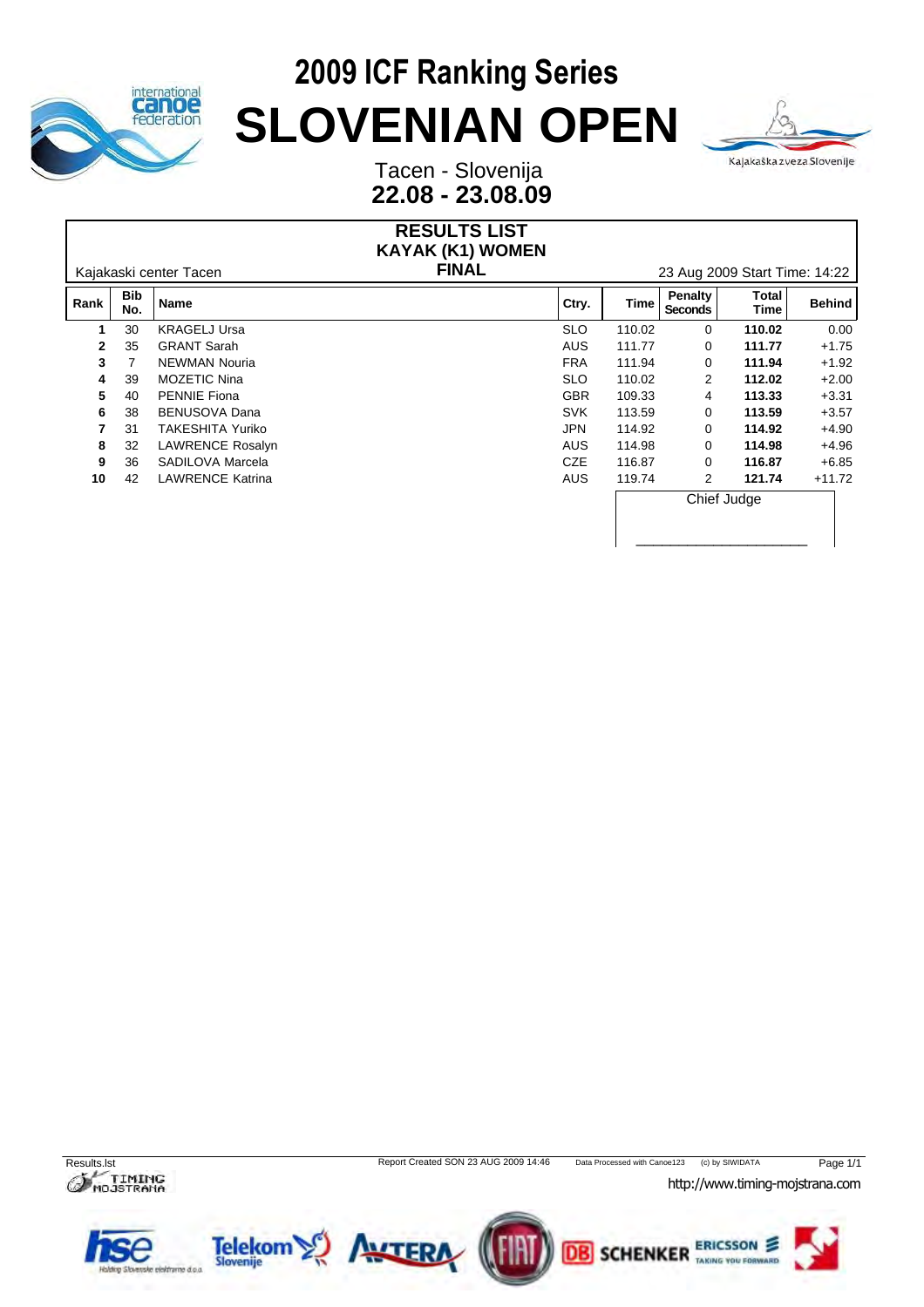# 2009 ICF Ranking Series

# SLOVENIAN OPEN

Tacen - Slovenija

**22.08 - 23.08.09**

## RESULTS LIST
## KAYAK (K1) WOMEN
## FINAL

Kajakaski center Tacen

23 Aug 2009 Start Time: 14:22

| Rank | Bib No. | Name | Ctry. | Time | Penalty Seconds | Total Time | Behind |
|---|---|---|---|---|---|---|---|
| **1** | 30 | KRAGELJ Ursa | SLO | 110.02 | 0 | **110.02** | 0.00 |
| **2** | 35 | GRANT Sarah | AUS | 111.77 | 0 | **111.77** | +1.75 |
| **3** | 7 | NEWMAN Nouria | FRA | 111.94 | 0 | **111.94** | +1.92 |
| **4** | 39 | MOZETIC Nina | SLO | 110.02 | 2 | **112.02** | +2.00 |
| **5** | 40 | PENNIE Fiona | GBR | 109.33 | 4 | **113.33** | +3.31 |
| **6** | 38 | BENUSOVA Dana | SVK | 113.59 | 0 | **113.59** | +3.57 |
| **7** | 31 | TAKESHITA Yuriko | JPN | 114.92 | 0 | **114.92** | +4.90 |
| **8** | 32 | LAWRENCE Rosalyn | AUS | 114.98 | 0 | **114.98** | +4.96 |
| **9** | 36 | SADILOVA Marcela | CZE | 116.87 | 0 | **116.87** | +6.85 |
| **10** | 42 | LAWRENCE Katrina | AUS | 119.74 | 2 | **121.74** | +11.72 |

Chief Judge

______________________

Results.lst    Report Created SON 23 AUG 2009 14:46    Data Processed with Canoe123    (c) by SIWIDATA

http://www.timing-mojstrana.com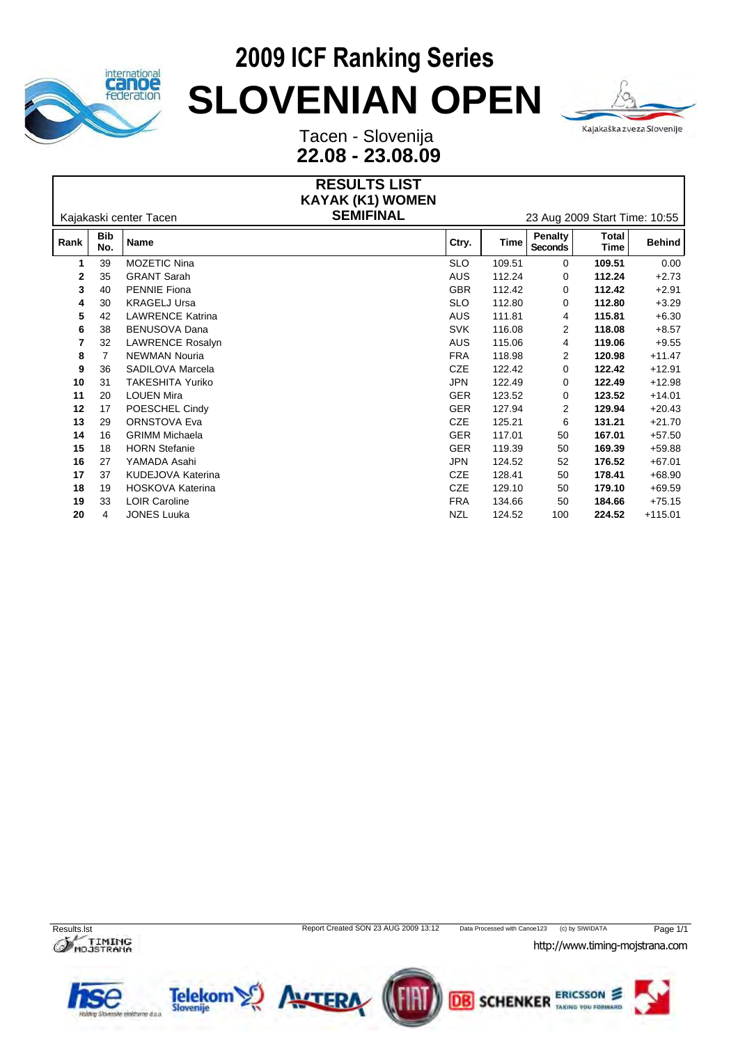# 2009 ICF Ranking Series

# SLOVENIAN OPEN

Tacen - Slovenija

**22.08 - 23.08.09**

## RESULTS LIST
## KAYAK (K1) WOMEN
## SEMIFINAL

Kajakaski center Tacen

23 Aug 2009 Start Time: 10:55

| Rank | Bib No. | Name | Ctry. | Time | Penalty Seconds | Total Time | Behind |
|---|---|---|---|---|---|---|---|
| **1** | 39 | MOZETIC Nina | SLO | 109.51 | 0 | **109.51** | 0.00 |
| **2** | 35 | GRANT Sarah | AUS | 112.24 | 0 | **112.24** | +2.73 |
| **3** | 40 | PENNIE Fiona | GBR | 112.42 | 0 | **112.42** | +2.91 |
| **4** | 30 | KRAGELJ Ursa | SLO | 112.80 | 0 | **112.80** | +3.29 |
| **5** | 42 | LAWRENCE Katrina | AUS | 111.81 | 4 | **115.81** | +6.30 |
| **6** | 38 | BENUSOVA Dana | SVK | 116.08 | 2 | **118.08** | +8.57 |
| **7** | 32 | LAWRENCE Rosalyn | AUS | 115.06 | 4 | **119.06** | +9.55 |
| **8** | 7 | NEWMAN Nouria | FRA | 118.98 | 2 | **120.98** | +11.47 |
| **9** | 36 | SADILOVA Marcela | CZE | 122.42 | 0 | **122.42** | +12.91 |
| **10** | 31 | TAKESHITA Yuriko | JPN | 122.49 | 0 | **122.49** | +12.98 |
| **11** | 20 | LOUEN Mira | GER | 123.52 | 0 | **123.52** | +14.01 |
| **12** | 17 | POESCHEL Cindy | GER | 127.94 | 2 | **129.94** | +20.43 |
| **13** | 29 | ORNSTOVA Eva | CZE | 125.21 | 6 | **131.21** | +21.70 |
| **14** | 16 | GRIMM Michaela | GER | 117.01 | 50 | **167.01** | +57.50 |
| **15** | 18 | HORN Stefanie | GER | 119.39 | 50 | **169.39** | +59.88 |
| **16** | 27 | YAMADA Asahi | JPN | 124.52 | 52 | **176.52** | +67.01 |
| **17** | 37 | KUDEJOVA Katerina | CZE | 128.41 | 50 | **178.41** | +68.90 |
| **18** | 19 | HOSKOVA Katerina | CZE | 129.10 | 50 | **179.10** | +69.59 |
| **19** | 33 | LOIR Caroline | FRA | 134.66 | 50 | **184.66** | +75.15 |
| **20** | 4 | JONES Luuka | NZL | 124.52 | 100 | **224.52** | +115.01 |

Results.lst — Report Created SON 23 AUG 2009 13:12 — Data Processed with Canoe123 — (c) by SIWIDATA

http://www.timing-mojstrana.com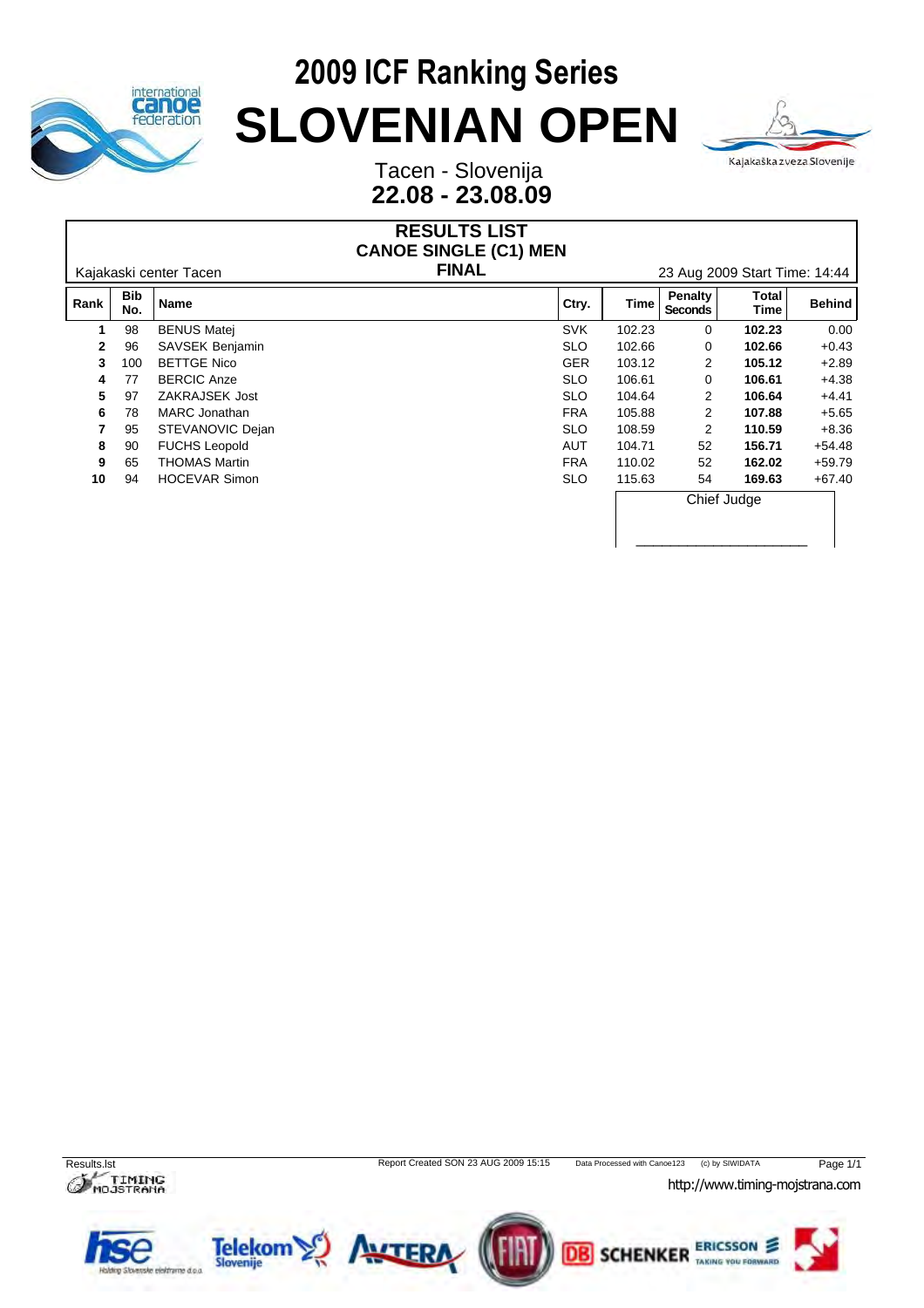# 2009 ICF Ranking Series

# SLOVENIAN OPEN

Tacen - Slovenija

**22.08 - 23.08.09**

## RESULTS LIST
## CANOE SINGLE (C1) MEN
## FINAL

Kajakaski center Tacen

23 Aug 2009 Start Time: 14:44

| Rank | Bib No. | Name | Ctry. | Time | Penalty Seconds | Total Time | Behind |
|---|---|---|---|---|---|---|---|
| **1** | 98 | BENUS Matej | SVK | 102.23 | 0 | **102.23** | 0.00 |
| **2** | 96 | SAVSEK Benjamin | SLO | 102.66 | 0 | **102.66** | +0.43 |
| **3** | 100 | BETTGE Nico | GER | 103.12 | 2 | **105.12** | +2.89 |
| **4** | 77 | BERCIC Anze | SLO | 106.61 | 0 | **106.61** | +4.38 |
| **5** | 97 | ZAKRAJSEK Jost | SLO | 104.64 | 2 | **106.64** | +4.41 |
| **6** | 78 | MARC Jonathan | FRA | 105.88 | 2 | **107.88** | +5.65 |
| **7** | 95 | STEVANOVIC Dejan | SLO | 108.59 | 2 | **110.59** | +8.36 |
| **8** | 90 | FUCHS Leopold | AUT | 104.71 | 52 | **156.71** | +54.48 |
| **9** | 65 | THOMAS Martin | FRA | 110.02 | 52 | **162.02** | +59.79 |
| **10** | 94 | HOCEVAR Simon | SLO | 115.63 | 54 | **169.63** | +67.40 |

Chief Judge

_______________________

Results.lst — Report Created SON 23 AUG 2009 15:15 — Data Processed with Canoe123 — (c) by SIWIDATA

http://www.timing-mojstrana.com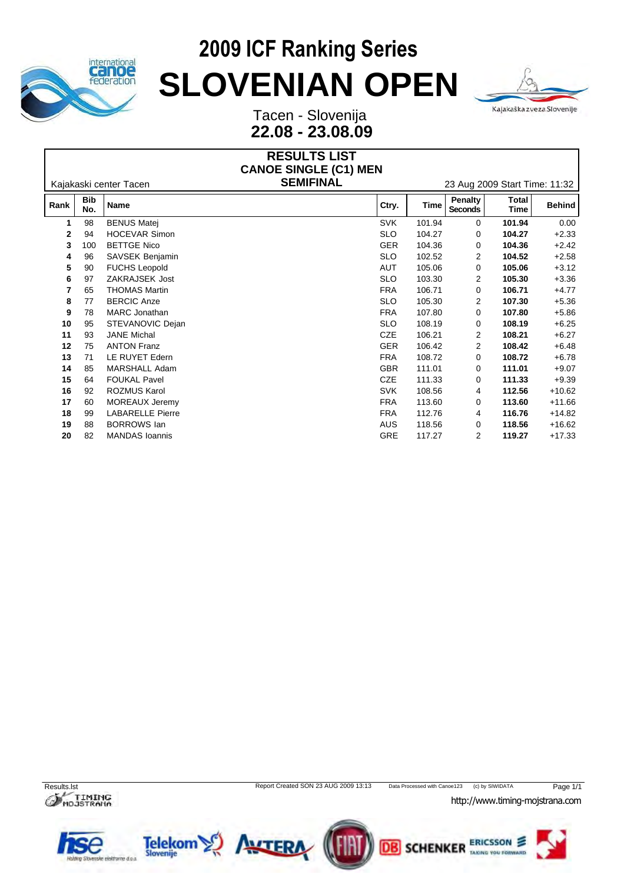# 2009 ICF Ranking Series

# SLOVENIAN OPEN

Tacen - Slovenija
**22.08 - 23.08.09**

## RESULTS LIST
## CANOE SINGLE (C1) MEN
## SEMIFINAL

Kajakaski center Tacen

23 Aug 2009 Start Time: 11:32

| Rank | Bib No. | Name | Ctry. | Time | Penalty Seconds | Total Time | Behind |
|---|---|---|---|---|---|---|---|
| **1** | 98 | BENUS Matej | SVK | 101.94 | 0 | **101.94** | 0.00 |
| **2** | 94 | HOCEVAR Simon | SLO | 104.27 | 0 | **104.27** | +2.33 |
| **3** | 100 | BETTGE Nico | GER | 104.36 | 0 | **104.36** | +2.42 |
| **4** | 96 | SAVSEK Benjamin | SLO | 102.52 | 2 | **104.52** | +2.58 |
| **5** | 90 | FUCHS Leopold | AUT | 105.06 | 0 | **105.06** | +3.12 |
| **6** | 97 | ZAKRAJSEK Jost | SLO | 103.30 | 2 | **105.30** | +3.36 |
| **7** | 65 | THOMAS Martin | FRA | 106.71 | 0 | **106.71** | +4.77 |
| **8** | 77 | BERCIC Anze | SLO | 105.30 | 2 | **107.30** | +5.36 |
| **9** | 78 | MARC Jonathan | FRA | 107.80 | 0 | **107.80** | +5.86 |
| **10** | 95 | STEVANOVIC Dejan | SLO | 108.19 | 0 | **108.19** | +6.25 |
| **11** | 93 | JANE Michal | CZE | 106.21 | 2 | **108.21** | +6.27 |
| **12** | 75 | ANTON Franz | GER | 106.42 | 2 | **108.42** | +6.48 |
| **13** | 71 | LE RUYET Edern | FRA | 108.72 | 0 | **108.72** | +6.78 |
| **14** | 85 | MARSHALL Adam | GBR | 111.01 | 0 | **111.01** | +9.07 |
| **15** | 64 | FOUKAL Pavel | CZE | 111.33 | 0 | **111.33** | +9.39 |
| **16** | 92 | ROZMUS Karol | SVK | 108.56 | 4 | **112.56** | +10.62 |
| **17** | 60 | MOREAUX Jeremy | FRA | 113.60 | 0 | **113.60** | +11.66 |
| **18** | 99 | LABARELLE Pierre | FRA | 112.76 | 4 | **116.76** | +14.82 |
| **19** | 88 | BORROWS Ian | AUS | 118.56 | 0 | **118.56** | +16.62 |
| **20** | 82 | MANDAS Ioannis | GRE | 117.27 | 2 | **119.27** | +17.33 |

Results.lst — Report Created SON 23 AUG 2009 13:13 — Data Processed with Canoe123 — (c) by SIWIDATA

http://www.timing-mojstrana.com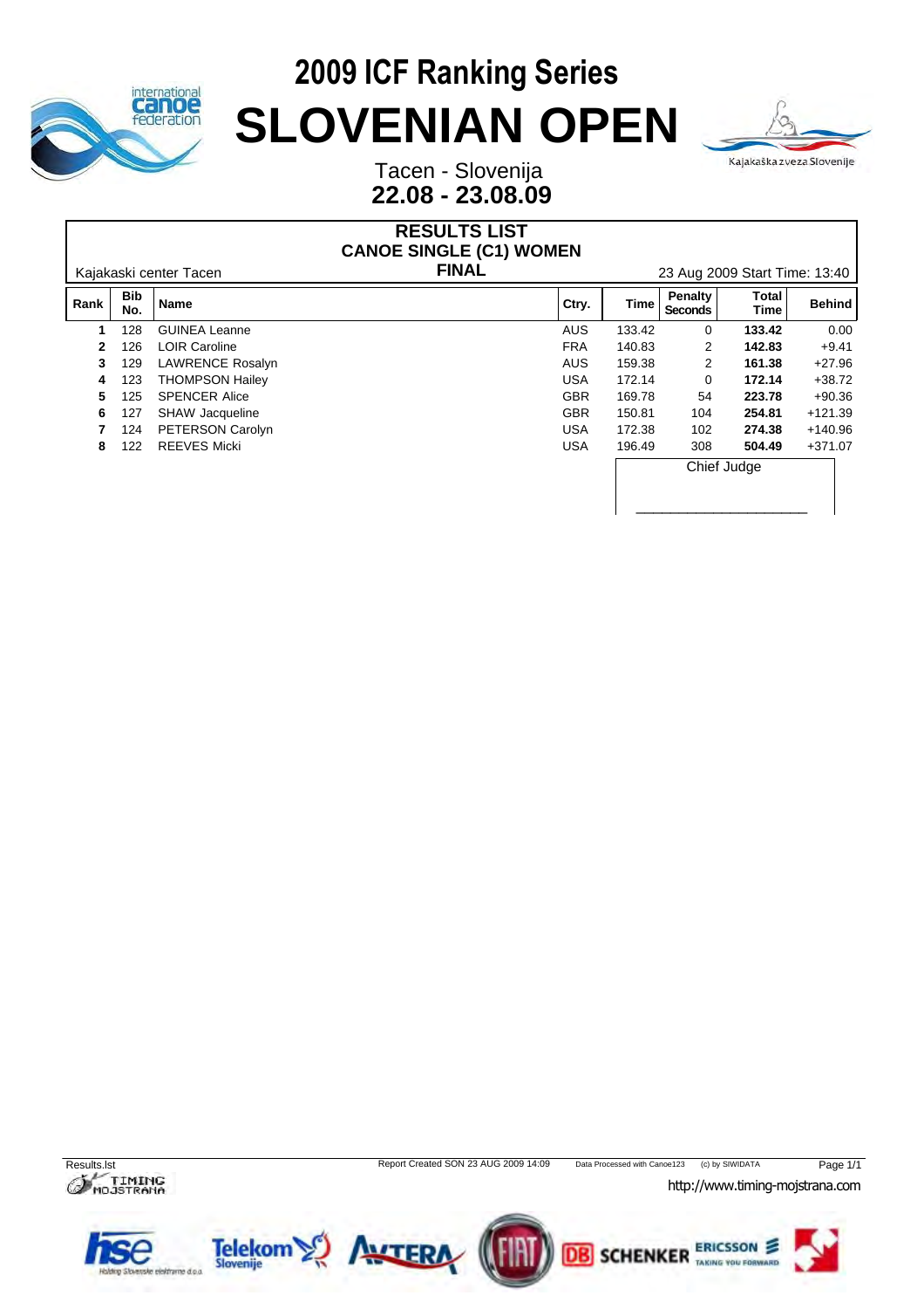# 2009 ICF Ranking Series

# SLOVENIAN OPEN

Tacen - Slovenija

**22.08 - 23.08.09**

## RESULTS LIST
## CANOE SINGLE (C1) WOMEN
### FINAL

Kajakaski center Tacen

23 Aug 2009 Start Time: 13:40

| Rank | Bib No. | Name | Ctry. | Time | Penalty Seconds | Total Time | Behind |
|---|---|---|---|---|---|---|---|
| 1 | 128 | GUINEA Leanne | AUS | 133.42 | 0 | **133.42** | 0.00 |
| 2 | 126 | LOIR Caroline | FRA | 140.83 | 2 | **142.83** | +9.41 |
| 3 | 129 | LAWRENCE Rosalyn | AUS | 159.38 | 2 | **161.38** | +27.96 |
| 4 | 123 | THOMPSON Hailey | USA | 172.14 | 0 | **172.14** | +38.72 |
| 5 | 125 | SPENCER Alice | GBR | 169.78 | 54 | **223.78** | +90.36 |
| 6 | 127 | SHAW Jacqueline | GBR | 150.81 | 104 | **254.81** | +121.39 |
| 7 | 124 | PETERSON Carolyn | USA | 172.38 | 102 | **274.38** | +140.96 |
| 8 | 122 | REEVES Micki | USA | 196.49 | 308 | **504.49** | +371.07 |

Chief Judge

\_\_\_\_\_\_\_\_\_\_\_\_\_\_\_\_\_\_\_\_\_\_

Results.lst — Report Created SON 23 AUG 2009 14:09 — Data Processed with Canoe123 — (c) by SIWIDATA

http://www.timing-mojstrana.com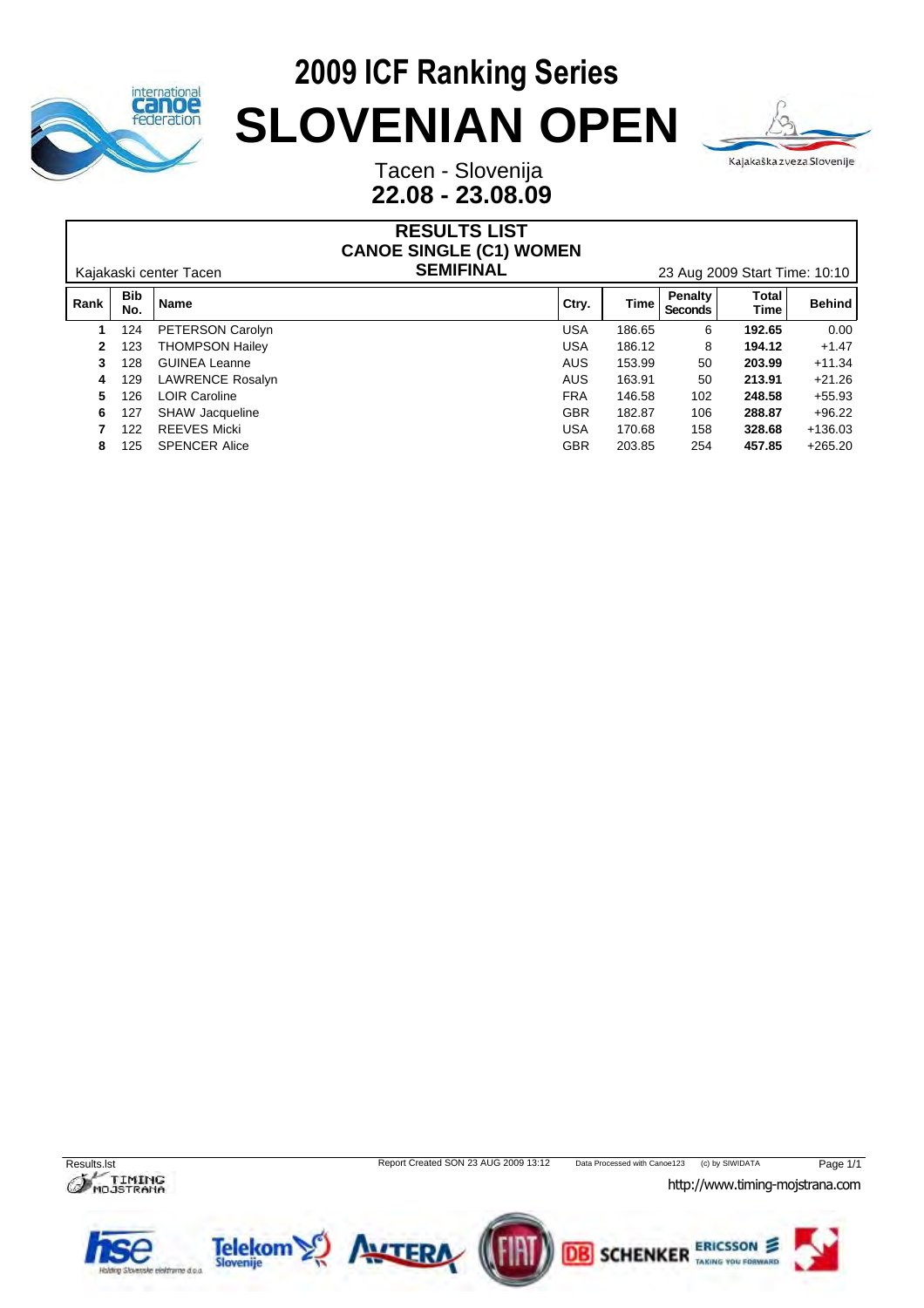# 2009 ICF Ranking Series

# SLOVENIAN OPEN

Tacen - Slovenija

**22.08 - 23.08.09**

## RESULTS LIST
## CANOE SINGLE (C1) WOMEN
## SEMIFINAL

Kajakaski center Tacen

23 Aug 2009 Start Time: 10:10

| Rank | Bib No. | Name | Ctry. | Time | Penalty Seconds | Total Time | Behind |
|---|---|---|---|---|---|---|---|
| 1 | 124 | PETERSON Carolyn | USA | 186.65 | 6 | **192.65** | 0.00 |
| 2 | 123 | THOMPSON Hailey | USA | 186.12 | 8 | **194.12** | +1.47 |
| 3 | 128 | GUINEA Leanne | AUS | 153.99 | 50 | **203.99** | +11.34 |
| 4 | 129 | LAWRENCE Rosalyn | AUS | 163.91 | 50 | **213.91** | +21.26 |
| 5 | 126 | LOIR Caroline | FRA | 146.58 | 102 | **248.58** | +55.93 |
| 6 | 127 | SHAW Jacqueline | GBR | 182.87 | 106 | **288.87** | +96.22 |
| 7 | 122 | REEVES Micki | USA | 170.68 | 158 | **328.68** | +136.03 |
| 8 | 125 | SPENCER Alice | GBR | 203.85 | 254 | **457.85** | +265.20 |

Results.lst    Report Created SON 23 AUG 2009 13:12    Data Processed with Canoe123    (c) by SIWIDATA

http://www.timing-mojstrana.com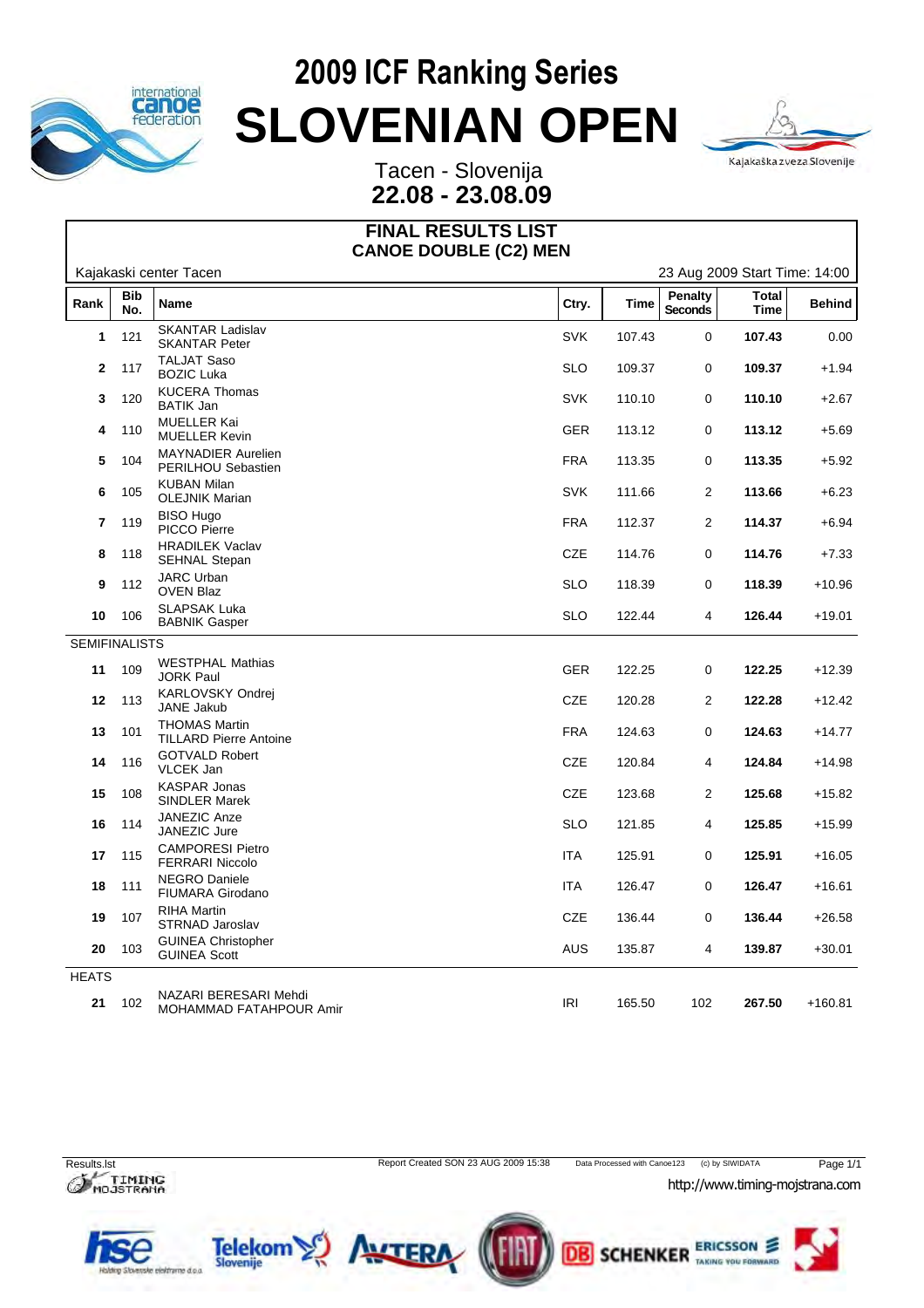# 2009 ICF Ranking Series

# SLOVENIAN OPEN

Tacen - Slovenija

**22.08 - 23.08.09**

## FINAL RESULTS LIST
## CANOE DOUBLE (C2) MEN

Kajakaski center Tacen — 23 Aug 2009 Start Time: 14:00

| Rank | Bib No. | Name | Ctry. | Time | Penalty Seconds | Total Time | Behind |
|---|---|---|---|---|---|---|---|
| **1** | 121 | SKANTAR Ladislav<br>SKANTAR Peter | SVK | 107.43 | 0 | **107.43** | 0.00 |
| **2** | 117 | TALJAT Saso<br>BOZIC Luka | SLO | 109.37 | 0 | **109.37** | +1.94 |
| **3** | 120 | KUCERA Thomas<br>BATIK Jan | SVK | 110.10 | 0 | **110.10** | +2.67 |
| **4** | 110 | MUELLER Kai<br>MUELLER Kevin | GER | 113.12 | 0 | **113.12** | +5.69 |
| **5** | 104 | MAYNADIER Aurelien<br>PERILHOU Sebastien | FRA | 113.35 | 0 | **113.35** | +5.92 |
| **6** | 105 | KUBAN Milan<br>OLEJNIK Marian | SVK | 111.66 | 2 | **113.66** | +6.23 |
| **7** | 119 | BISO Hugo<br>PICCO Pierre | FRA | 112.37 | 2 | **114.37** | +6.94 |
| **8** | 118 | HRADILEK Vaclav<br>SEHNAL Stepan | CZE | 114.76 | 0 | **114.76** | +7.33 |
| **9** | 112 | JARC Urban<br>OVEN Blaz | SLO | 118.39 | 0 | **118.39** | +10.96 |
| **10** | 106 | SLAPSAK Luka<br>BABNIK Gasper | SLO | 122.44 | 4 | **126.44** | +19.01 |
| SEMIFINALISTS | | | | | | | |
| **11** | 109 | WESTPHAL Mathias<br>JORK Paul | GER | 122.25 | 0 | **122.25** | +12.39 |
| **12** | 113 | KARLOVSKY Ondrej<br>JANE Jakub | CZE | 120.28 | 2 | **122.28** | +12.42 |
| **13** | 101 | THOMAS Martin<br>TILLARD Pierre Antoine | FRA | 124.63 | 0 | **124.63** | +14.77 |
| **14** | 116 | GOTVALD Robert<br>VLCEK Jan | CZE | 120.84 | 4 | **124.84** | +14.98 |
| **15** | 108 | KASPAR Jonas<br>SINDLER Marek | CZE | 123.68 | 2 | **125.68** | +15.82 |
| **16** | 114 | JANEZIC Anze<br>JANEZIC Jure | SLO | 121.85 | 4 | **125.85** | +15.99 |
| **17** | 115 | CAMPORESI Pietro<br>FERRARI Niccolo | ITA | 125.91 | 0 | **125.91** | +16.05 |
| **18** | 111 | NEGRO Daniele<br>FIUMARA Girodano | ITA | 126.47 | 0 | **126.47** | +16.61 |
| **19** | 107 | RIHA Martin<br>STRNAD Jaroslav | CZE | 136.44 | 0 | **136.44** | +26.58 |
| **20** | 103 | GUINEA Christopher<br>GUINEA Scott | AUS | 135.87 | 4 | **139.87** | +30.01 |
| HEATS | | | | | | | |
| **21** | 102 | NAZARI BERESARI Mehdi<br>MOHAMMAD FATAHPOUR Amir | IRI | 165.50 | 102 | **267.50** | +160.81 |

Results.lst — Report Created SON 23 AUG 2009 15:38 — Data Processed with Canoe123 — (c) by SIWIDATA

http://www.timing-mojstrana.com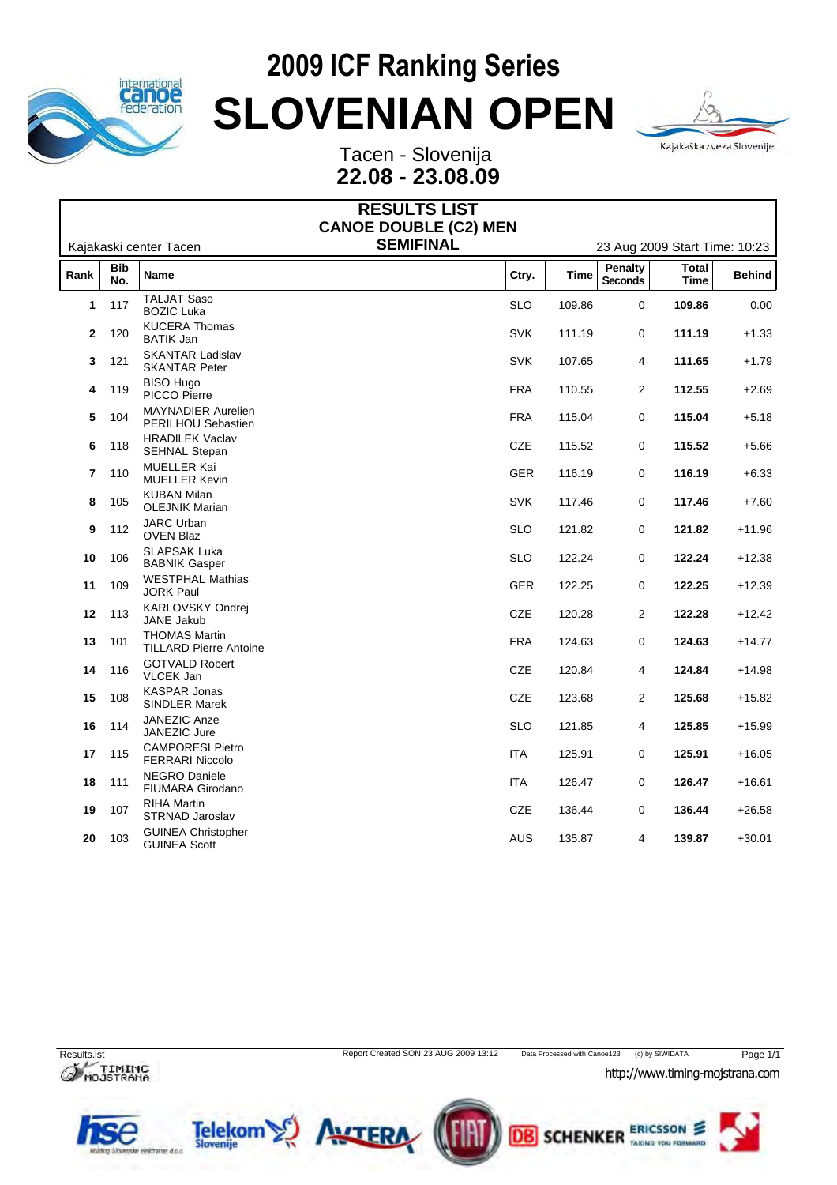# 2009 ICF Ranking Series

# SLOVENIAN OPEN

Tacen - Slovenija

**22.08 - 23.08.09**

## RESULTS LIST
## CANOE DOUBLE (C2) MEN
## SEMIFINAL

Kajakaski center Tacen

23 Aug 2009 Start Time: 10:23

| Rank | Bib No. | Name | Ctry. | Time | Penalty Seconds | Total Time | Behind |
|---|---|---|---|---|---|---|---|
| 1 | 117 | TALJAT Saso<br>BOZIC Luka | SLO | 109.86 | 0 | **109.86** | 0.00 |
| 2 | 120 | KUCERA Thomas<br>BATIK Jan | SVK | 111.19 | 0 | **111.19** | +1.33 |
| 3 | 121 | SKANTAR Ladislav<br>SKANTAR Peter | SVK | 107.65 | 4 | **111.65** | +1.79 |
| 4 | 119 | BISO Hugo<br>PICCO Pierre | FRA | 110.55 | 2 | **112.55** | +2.69 |
| 5 | 104 | MAYNADIER Aurelien<br>PERILHOU Sebastien | FRA | 115.04 | 0 | **115.04** | +5.18 |
| 6 | 118 | HRADILEK Vaclav<br>SEHNAL Stepan | CZE | 115.52 | 0 | **115.52** | +5.66 |
| 7 | 110 | MUELLER Kai<br>MUELLER Kevin | GER | 116.19 | 0 | **116.19** | +6.33 |
| 8 | 105 | KUBAN Milan<br>OLEJNIK Marian | SVK | 117.46 | 0 | **117.46** | +7.60 |
| 9 | 112 | JARC Urban<br>OVEN Blaz | SLO | 121.82 | 0 | **121.82** | +11.96 |
| 10 | 106 | SLAPSAK Luka<br>BABNIK Gasper | SLO | 122.24 | 0 | **122.24** | +12.38 |
| 11 | 109 | WESTPHAL Mathias<br>JORK Paul | GER | 122.25 | 0 | **122.25** | +12.39 |
| 12 | 113 | KARLOVSKY Ondrej<br>JANE Jakub | CZE | 120.28 | 2 | **122.28** | +12.42 |
| 13 | 101 | THOMAS Martin<br>TILLARD Pierre Antoine | FRA | 124.63 | 0 | **124.63** | +14.77 |
| 14 | 116 | GOTVALD Robert<br>VLCEK Jan | CZE | 120.84 | 4 | **124.84** | +14.98 |
| 15 | 108 | KASPAR Jonas<br>SINDLER Marek | CZE | 123.68 | 2 | **125.68** | +15.82 |
| 16 | 114 | JANEZIC Anze<br>JANEZIC Jure | SLO | 121.85 | 4 | **125.85** | +15.99 |
| 17 | 115 | CAMPORESI Pietro<br>FERRARI Niccolo | ITA | 125.91 | 0 | **125.91** | +16.05 |
| 18 | 111 | NEGRO Daniele<br>FIUMARA Girodano | ITA | 126.47 | 0 | **126.47** | +16.61 |
| 19 | 107 | RIHA Martin<br>STRNAD Jaroslav | CZE | 136.44 | 0 | **136.44** | +26.58 |
| 20 | 103 | GUINEA Christopher<br>GUINEA Scott | AUS | 135.87 | 4 | **139.87** | +30.01 |

Results.lst Report Created SON 23 AUG 2009 13:12 Data Processed with Canoe123 (c) by SIWIDATA Page 1/1

http://www.timing-mojstrana.com